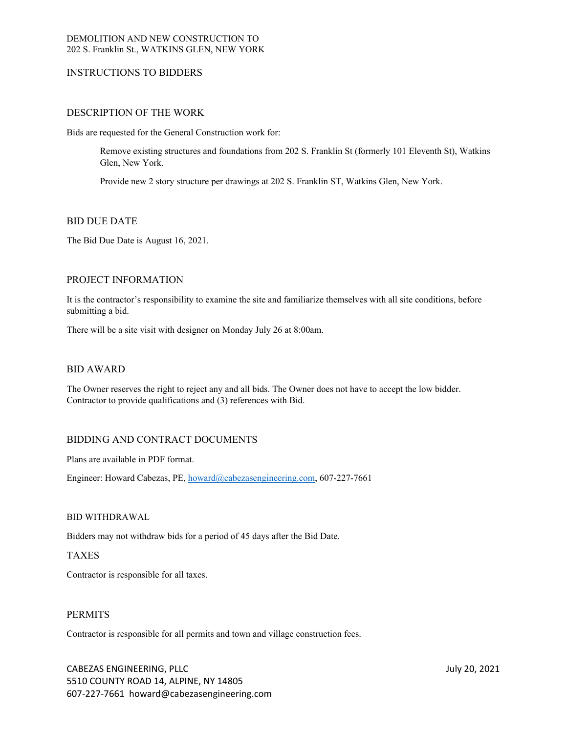DEMOLITION AND NEW CONSTRUCTION TO
202 S. Franklin St., WATKINS GLEN, NEW YORK

# INSTRUCTIONS TO BIDDERS

## DESCRIPTION OF THE WORK

Bids are requested for the General Construction work for:

> Remove existing structures and foundations from 202 S. Franklin St (formerly 101 Eleventh St), Watkins Glen, New York.
>
> Provide new 2 story structure per drawings at 202 S. Franklin ST, Watkins Glen, New York.

## BID DUE DATE

The Bid Due Date is August 16, 2021.

## PROJECT INFORMATION

It is the contractor's responsibility to examine the site and familiarize themselves with all site conditions, before submitting a bid.

There will be a site visit with designer on Monday July 26 at 8:00am.

## BID AWARD

The Owner reserves the right to reject any and all bids. The Owner does not have to accept the low bidder. Contractor to provide qualifications and (3) references with Bid.

## BIDDING AND CONTRACT DOCUMENTS

Plans are available in PDF format.

Engineer: Howard Cabezas, PE, howard@cabezasengineering.com, 607-227-7661

## BID WITHDRAWAL

Bidders may not withdraw bids for a period of 45 days after the Bid Date.

## TAXES

Contractor is responsible for all taxes.

## PERMITS

Contractor is responsible for all permits and town and village construction fees.

CABEZAS ENGINEERING, PLLC
5510 COUNTY ROAD 14, ALPINE, NY 14805
607-227-7661 howard@cabezasengineering.com

July 20, 2021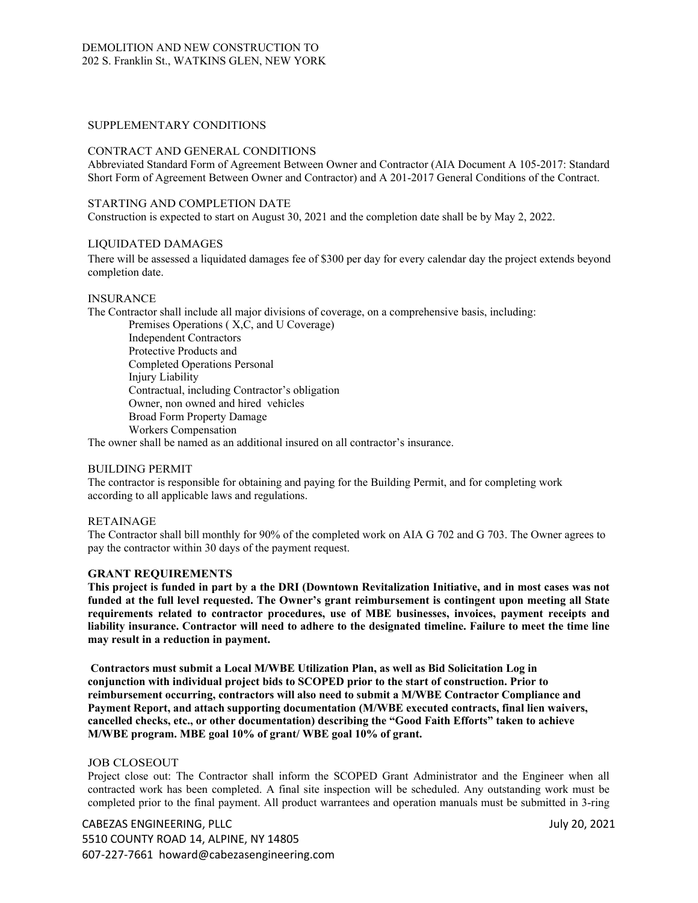DEMOLITION AND NEW CONSTRUCTION TO
202 S. Franklin St., WATKINS GLEN, NEW YORK

## SUPPLEMENTARY CONDITIONS

### CONTRACT AND GENERAL CONDITIONS

Abbreviated Standard Form of Agreement Between Owner and Contractor (AIA Document A 105-2017: Standard Short Form of Agreement Between Owner and Contractor) and A 201-2017 General Conditions of the Contract.

### STARTING AND COMPLETION DATE

Construction is expected to start on August 30, 2021 and the completion date shall be by May 2, 2022.

### LIQUIDATED DAMAGES

There will be assessed a liquidated damages fee of $300 per day for every calendar day the project extends beyond completion date.

### INSURANCE

The Contractor shall include all major divisions of coverage, on a comprehensive basis, including:

- Premises Operations ( X,C, and U Coverage)
- Independent Contractors
- Protective Products and
- Completed Operations Personal
- Injury Liability
- Contractual, including Contractor's obligation
- Owner, non owned and hired vehicles
- Broad Form Property Damage
- Workers Compensation

The owner shall be named as an additional insured on all contractor's insurance.

### BUILDING PERMIT

The contractor is responsible for obtaining and paying for the Building Permit, and for completing work according to all applicable laws and regulations.

### RETAINAGE

The Contractor shall bill monthly for 90% of the completed work on AIA G 702 and G 703. The Owner agrees to pay the contractor within 30 days of the payment request.

### GRANT REQUIREMENTS

**This project is funded in part by a the DRI (Downtown Revitalization Initiative, and in most cases was not funded at the full level requested. The Owner's grant reimbursement is contingent upon meeting all State requirements related to contractor procedures, use of MBE businesses, invoices, payment receipts and liability insurance. Contractor will need to adhere to the designated timeline. Failure to meet the time line may result in a reduction in payment.**

**Contractors must submit a Local M/WBE Utilization Plan, as well as Bid Solicitation Log in conjunction with individual project bids to SCOPED prior to the start of construction. Prior to reimbursement occurring, contractors will also need to submit a M/WBE Contractor Compliance and Payment Report, and attach supporting documentation (M/WBE executed contracts, final lien waivers, cancelled checks, etc., or other documentation) describing the "Good Faith Efforts" taken to achieve M/WBE program. MBE goal 10% of grant/ WBE goal 10% of grant.**

### JOB CLOSEOUT

Project close out: The Contractor shall inform the SCOPED Grant Administrator and the Engineer when all contracted work has been completed. A final site inspection will be scheduled. Any outstanding work must be completed prior to the final payment. All product warrantees and operation manuals must be submitted in 3-ring

CABEZAS ENGINEERING, PLLC
5510 COUNTY ROAD 14, ALPINE, NY 14805
607-227-7661 howard@cabezasengineering.com

July 20, 2021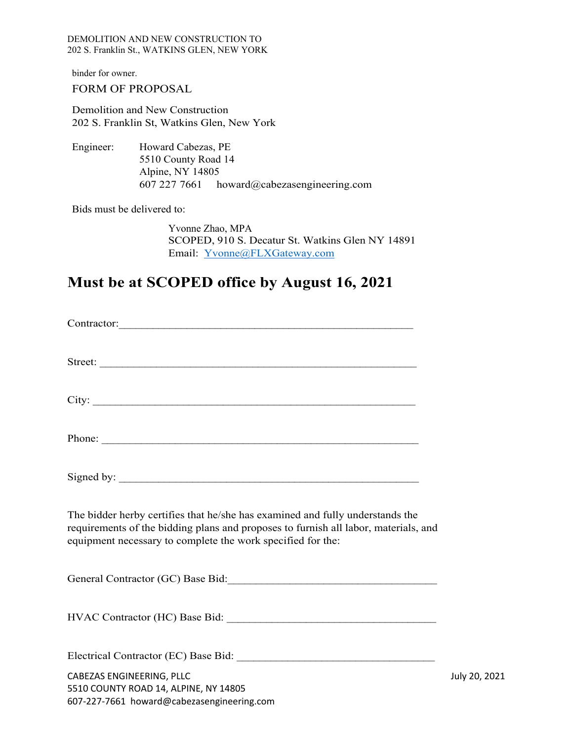binder for owner.

FORM OF PROPOSAL

Demolition and New Construction
202 S. Franklin St, Watkins Glen, New York

Engineer: Howard Cabezas, PE
5510 County Road 14
Alpine, NY 14805
607 227 7661 howard@cabezasengineering.com

Bids must be delivered to:

Yvonne Zhao, MPA
SCOPED, 910 S. Decatur St. Watkins Glen NY 14891
Email: Yvonne@FLXGateway.com

## Must be at SCOPED office by August 16, 2021

Contractor:_____________________________________________________

Street: ________________________________________________________

City: _________________________________________________________

Phone: ________________________________________________________

Signed by: _____________________________________________________

The bidder herby certifies that he/she has examined and fully understands the requirements of the bidding plans and proposes to furnish all labor, materials, and equipment necessary to complete the work specified for the:

General Contractor (GC) Base Bid:____________________________________

HVAC Contractor (HC) Base Bid: ____________________________________

Electrical Contractor (EC) Base Bid: __________________________________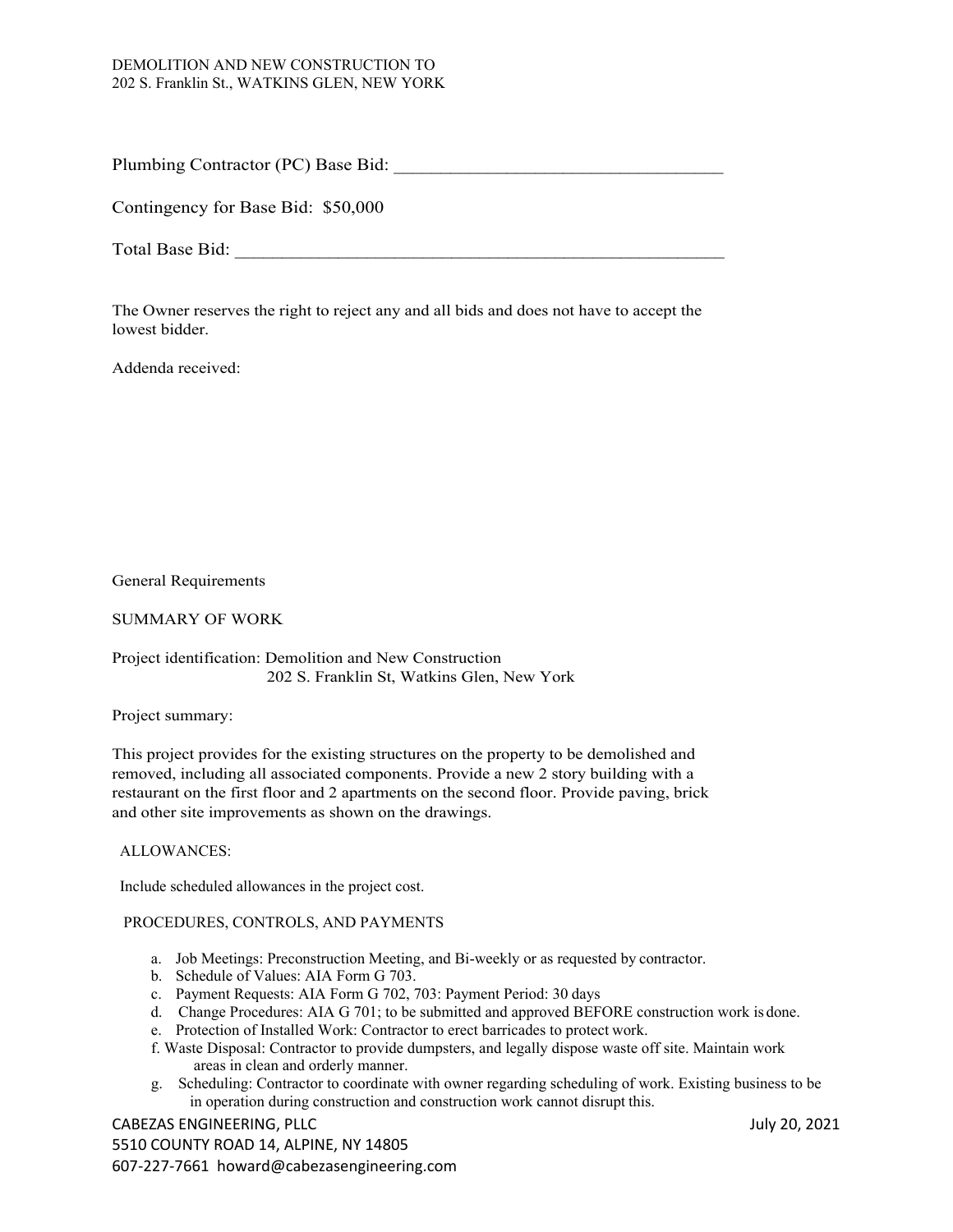Plumbing Contractor (PC) Base Bid: ___________________________________

Contingency for Base Bid: $50,000

Total Base Bid: ______________________________________________

The Owner reserves the right to reject any and all bids and does not have to accept the lowest bidder.

Addenda received:

General Requirements

SUMMARY OF WORK

Project identification: Demolition and New Construction
202 S. Franklin St, Watkins Glen, New York

Project summary:

This project provides for the existing structures on the property to be demolished and removed, including all associated components. Provide a new 2 story building with a restaurant on the first floor and 2 apartments on the second floor. Provide paving, brick and other site improvements as shown on the drawings.

ALLOWANCES:

Include scheduled allowances in the project cost.

PROCEDURES, CONTROLS, AND PAYMENTS

a. Job Meetings: Preconstruction Meeting, and Bi-weekly or as requested by contractor.
b. Schedule of Values: AIA Form G 703.
c. Payment Requests: AIA Form G 702, 703: Payment Period: 30 days
d. Change Procedures: AIA G 701; to be submitted and approved BEFORE construction work is done.
e. Protection of Installed Work: Contractor to erect barricades to protect work.
f. Waste Disposal: Contractor to provide dumpsters, and legally dispose waste off site. Maintain work areas in clean and orderly manner.
g. Scheduling: Contractor to coordinate with owner regarding scheduling of work. Existing business to be in operation during construction and construction work cannot disrupt this.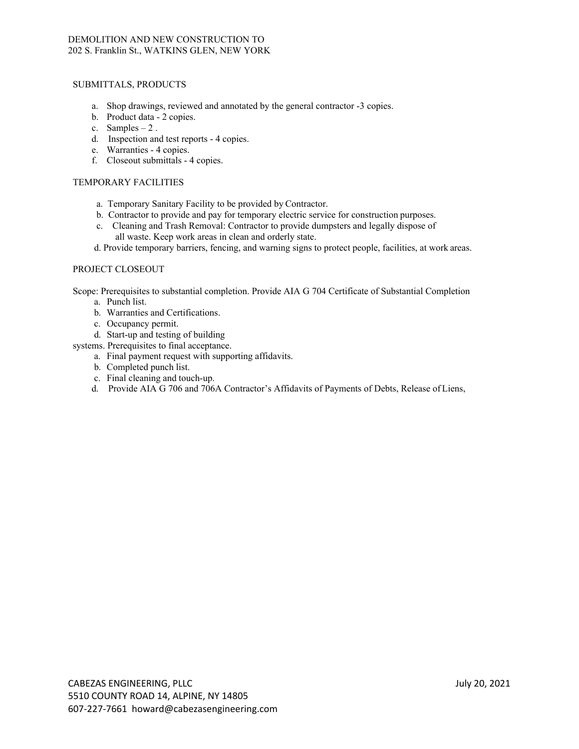## SUBMITTALS, PRODUCTS

a. Shop drawings, reviewed and annotated by the general contractor -3 copies.
b. Product data - 2 copies.
c. Samples – 2 .
d. Inspection and test reports - 4 copies.
e. Warranties - 4 copies.
f. Closeout submittals - 4 copies.

## TEMPORARY FACILITIES

a. Temporary Sanitary Facility to be provided by Contractor.
b. Contractor to provide and pay for temporary electric service for construction purposes.
c. Cleaning and Trash Removal: Contractor to provide dumpsters and legally dispose of all waste. Keep work areas in clean and orderly state.
d. Provide temporary barriers, fencing, and warning signs to protect people, facilities, at work areas.

## PROJECT CLOSEOUT

Scope: Prerequisites to substantial completion. Provide AIA G 704 Certificate of Substantial Completion

a. Punch list.
b. Warranties and Certifications.
c. Occupancy permit.
d. Start-up and testing of building systems.

Prerequisites to final acceptance.

a. Final payment request with supporting affidavits.
b. Completed punch list.
c. Final cleaning and touch-up.
d. Provide AIA G 706 and 706A Contractor's Affidavits of Payments of Debts, Release of Liens,

CABEZAS ENGINEERING, PLLC
5510 COUNTY ROAD 14, ALPINE, NY 14805
607-227-7661 howard@cabezasengineering.com

July 20, 2021